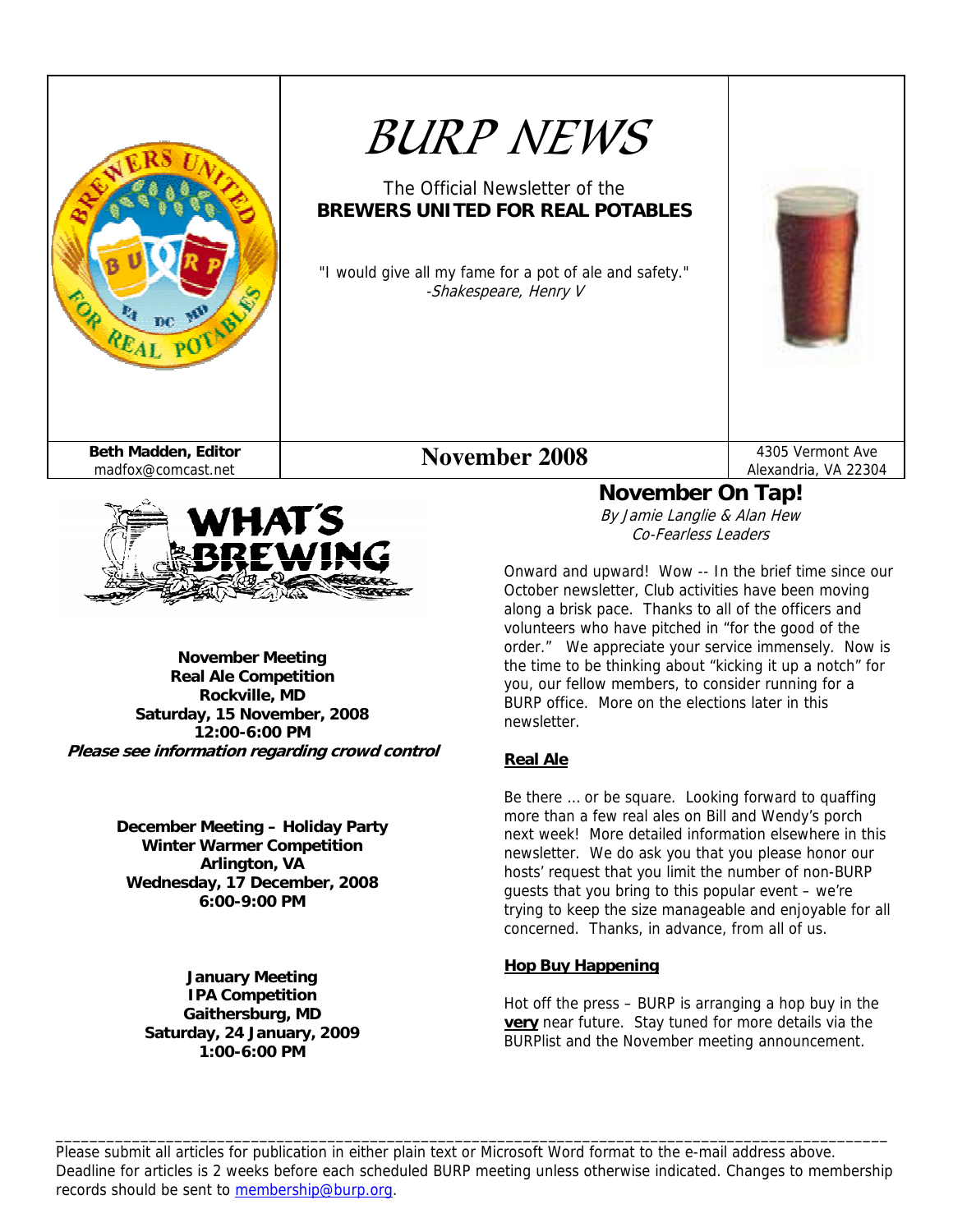# BURP NEWS

The Official Newsletter of the
**BREWERS UNITED FOR REAL POTABLES**

"I would give all my fame for a pot of ale and safety."
-*Shakespeare, Henry V*

**Beth Madden, Editor**
madfox@comcast.net

**November 2008**

4305 Vermont Ave
Alexandria, VA 22304

## WHAT'S BREWING

**November Meeting**
**Real Ale Competition**
**Rockville, MD**
**Saturday, 15 November, 2008**
**12:00-6:00 PM**
***Please see information regarding crowd control***

**December Meeting – Holiday Party**
**Winter Warmer Competition**
**Arlington, VA**
**Wednesday, 17 December, 2008**
**6:00-9:00 PM**

**January Meeting**
**IPA Competition**
**Gaithersburg, MD**
**Saturday, 24 January, 2009**
**1:00-6:00 PM**

## November On Tap!

*By Jamie Langlie & Alan Hew*
*Co-Fearless Leaders*

Onward and upward! Wow -- In the brief time since our October newsletter, Club activities have been moving along a brisk pace. Thanks to all of the officers and volunteers who have pitched in "for the good of the order." We appreciate your service immensely. Now is the time to be thinking about "kicking it up a notch" for you, our fellow members, to consider running for a BURP office. More on the elections later in this newsletter.

### Real Ale

Be there … or be square. Looking forward to quaffing more than a few real ales on Bill and Wendy's porch next week! More detailed information elsewhere in this newsletter. We do ask you that you please honor our hosts' request that you limit the number of non-BURP guests that you bring to this popular event – we're trying to keep the size manageable and enjoyable for all concerned. Thanks, in advance, from all of us.

### Hop Buy Happening

Hot off the press – BURP is arranging a hop buy in the **very** near future. Stay tuned for more details via the BURPlist and the November meeting announcement.

---

Please submit all articles for publication in either plain text or Microsoft Word format to the e-mail address above. Deadline for articles is 2 weeks before each scheduled BURP meeting unless otherwise indicated. Changes to membership records should be sent to membership@burp.org.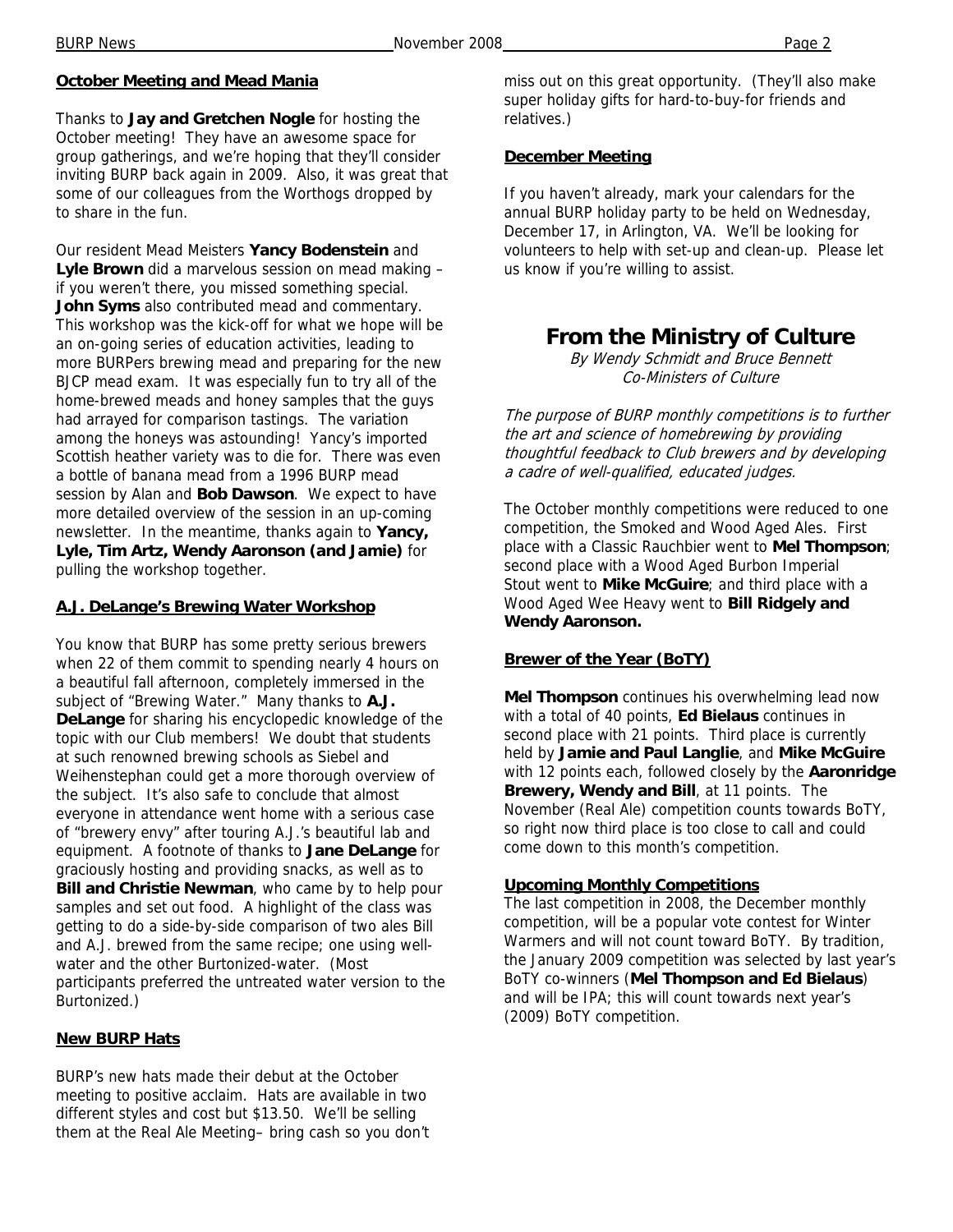## October Meeting and Mead Mania

Thanks to **Jay and Gretchen Nogle** for hosting the October meeting! They have an awesome space for group gatherings, and we're hoping that they'll consider inviting BURP back again in 2009. Also, it was great that some of our colleagues from the Worthogs dropped by to share in the fun.

Our resident Mead Meisters **Yancy Bodenstein** and **Lyle Brown** did a marvelous session on mead making – if you weren't there, you missed something special. **John Syms** also contributed mead and commentary. This workshop was the kick-off for what we hope will be an on-going series of education activities, leading to more BURPers brewing mead and preparing for the new BJCP mead exam. It was especially fun to try all of the home-brewed meads and honey samples that the guys had arrayed for comparison tastings. The variation among the honeys was astounding! Yancy's imported Scottish heather variety was to die for. There was even a bottle of banana mead from a 1996 BURP mead session by Alan and **Bob Dawson**. We expect to have more detailed overview of the session in an up-coming newsletter. In the meantime, thanks again to **Yancy, Lyle, Tim Artz, Wendy Aaronson (and Jamie)** for pulling the workshop together.

## A.J. DeLange's Brewing Water Workshop

You know that BURP has some pretty serious brewers when 22 of them commit to spending nearly 4 hours on a beautiful fall afternoon, completely immersed in the subject of "Brewing Water." Many thanks to **A.J. DeLange** for sharing his encyclopedic knowledge of the topic with our Club members! We doubt that students at such renowned brewing schools as Siebel and Weihenstephan could get a more thorough overview of the subject. It's also safe to conclude that almost everyone in attendance went home with a serious case of "brewery envy" after touring A.J.'s beautiful lab and equipment. A footnote of thanks to **Jane DeLange** for graciously hosting and providing snacks, as well as to **Bill and Christie Newman**, who came by to help pour samples and set out food. A highlight of the class was getting to do a side-by-side comparison of two ales Bill and A.J. brewed from the same recipe; one using well-water and the other Burtonized-water. (Most participants preferred the untreated water version to the Burtonized.)

## New BURP Hats

BURP's new hats made their debut at the October meeting to positive acclaim. Hats are available in two different styles and cost but $13.50. We'll be selling them at the Real Ale Meeting– bring cash so you don't miss out on this great opportunity. (They'll also make super holiday gifts for hard-to-buy-for friends and relatives.)

## December Meeting

If you haven't already, mark your calendars for the annual BURP holiday party to be held on Wednesday, December 17, in Arlington, VA. We'll be looking for volunteers to help with set-up and clean-up. Please let us know if you're willing to assist.

# From the Ministry of Culture

*By Wendy Schmidt and Bruce Bennett*
*Co-Ministers of Culture*

*The purpose of BURP monthly competitions is to further the art and science of homebrewing by providing thoughtful feedback to Club brewers and by developing a cadre of well-qualified, educated judges.*

The October monthly competitions were reduced to one competition, the Smoked and Wood Aged Ales. First place with a Classic Rauchbier went to **Mel Thompson**; second place with a Wood Aged Burbon Imperial Stout went to **Mike McGuire**; and third place with a Wood Aged Wee Heavy went to **Bill Ridgely and Wendy Aaronson.**

## Brewer of the Year (BoTY)

**Mel Thompson** continues his overwhelming lead now with a total of 40 points, **Ed Bielaus** continues in second place with 21 points. Third place is currently held by **Jamie and Paul Langlie**, and **Mike McGuire** with 12 points each, followed closely by the **Aaronridge Brewery, Wendy and Bill**, at 11 points. The November (Real Ale) competition counts towards BoTY, so right now third place is too close to call and could come down to this month's competition.

## Upcoming Monthly Competitions

The last competition in 2008, the December monthly competition, will be a popular vote contest for Winter Warmers and will not count toward BoTY. By tradition, the January 2009 competition was selected by last year's BoTY co-winners (**Mel Thompson and Ed Bielaus**) and will be IPA; this will count towards next year's (2009) BoTY competition.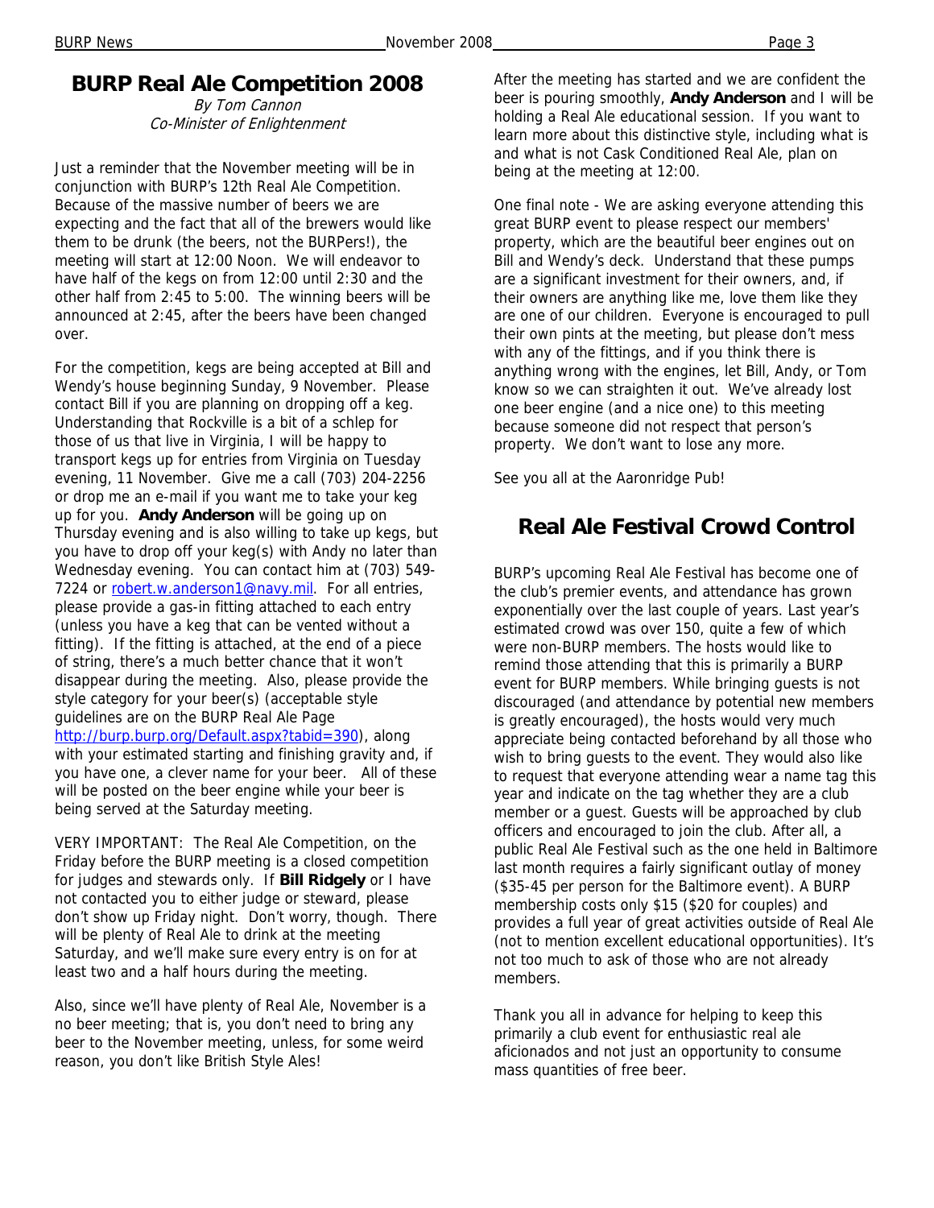## BURP Real Ale Competition 2008

*By Tom Cannon*
*Co-Minister of Enlightenment*

Just a reminder that the November meeting will be in conjunction with BURP's 12th Real Ale Competition. Because of the massive number of beers we are expecting and the fact that all of the brewers would like them to be drunk (the beers, not the BURPers!), the meeting will start at 12:00 Noon. We will endeavor to have half of the kegs on from 12:00 until 2:30 and the other half from 2:45 to 5:00. The winning beers will be announced at 2:45, after the beers have been changed over.

For the competition, kegs are being accepted at Bill and Wendy's house beginning Sunday, 9 November. Please contact Bill if you are planning on dropping off a keg. Understanding that Rockville is a bit of a schlep for those of us that live in Virginia, I will be happy to transport kegs up for entries from Virginia on Tuesday evening, 11 November. Give me a call (703) 204-2256 or drop me an e-mail if you want me to take your keg up for you. **Andy Anderson** will be going up on Thursday evening and is also willing to take up kegs, but you have to drop off your keg(s) with Andy no later than Wednesday evening. You can contact him at (703) 549-7224 or robert.w.anderson1@navy.mil. For all entries, please provide a gas-in fitting attached to each entry (unless you have a keg that can be vented without a fitting). If the fitting is attached, at the end of a piece of string, there's a much better chance that it won't disappear during the meeting. Also, please provide the style category for your beer(s) (acceptable style guidelines are on the BURP Real Ale Page http://burp.burp.org/Default.aspx?tabid=390), along with your estimated starting and finishing gravity and, if you have one, a clever name for your beer. All of these will be posted on the beer engine while your beer is being served at the Saturday meeting.

VERY IMPORTANT: The Real Ale Competition, on the Friday before the BURP meeting is a closed competition for judges and stewards only. If **Bill Ridgely** or I have not contacted you to either judge or steward, please don't show up Friday night. Don't worry, though. There will be plenty of Real Ale to drink at the meeting Saturday, and we'll make sure every entry is on for at least two and a half hours during the meeting.

Also, since we'll have plenty of Real Ale, November is a no beer meeting; that is, you don't need to bring any beer to the November meeting, unless, for some weird reason, you don't like British Style Ales!

After the meeting has started and we are confident the beer is pouring smoothly, **Andy Anderson** and I will be holding a Real Ale educational session. If you want to learn more about this distinctive style, including what is and what is not Cask Conditioned Real Ale, plan on being at the meeting at 12:00.

One final note - We are asking everyone attending this great BURP event to please respect our members' property, which are the beautiful beer engines out on Bill and Wendy's deck. Understand that these pumps are a significant investment for their owners, and, if their owners are anything like me, love them like they are one of our children. Everyone is encouraged to pull their own pints at the meeting, but please don't mess with any of the fittings, and if you think there is anything wrong with the engines, let Bill, Andy, or Tom know so we can straighten it out. We've already lost one beer engine (and a nice one) to this meeting because someone did not respect that person's property. We don't want to lose any more.

See you all at the Aaronridge Pub!

## Real Ale Festival Crowd Control

BURP's upcoming Real Ale Festival has become one of the club's premier events, and attendance has grown exponentially over the last couple of years. Last year's estimated crowd was over 150, quite a few of which were non-BURP members. The hosts would like to remind those attending that this is primarily a BURP event for BURP members. While bringing guests is not discouraged (and attendance by potential new members is greatly encouraged), the hosts would very much appreciate being contacted beforehand by all those who wish to bring guests to the event. They would also like to request that everyone attending wear a name tag this year and indicate on the tag whether they are a club member or a guest. Guests will be approached by club officers and encouraged to join the club. After all, a public Real Ale Festival such as the one held in Baltimore last month requires a fairly significant outlay of money ($35-45 per person for the Baltimore event). A BURP membership costs only $15 ($20 for couples) and provides a full year of great activities outside of Real Ale (not to mention excellent educational opportunities). It's not too much to ask of those who are not already members.

Thank you all in advance for helping to keep this primarily a club event for enthusiastic real ale aficionados and not just an opportunity to consume mass quantities of free beer.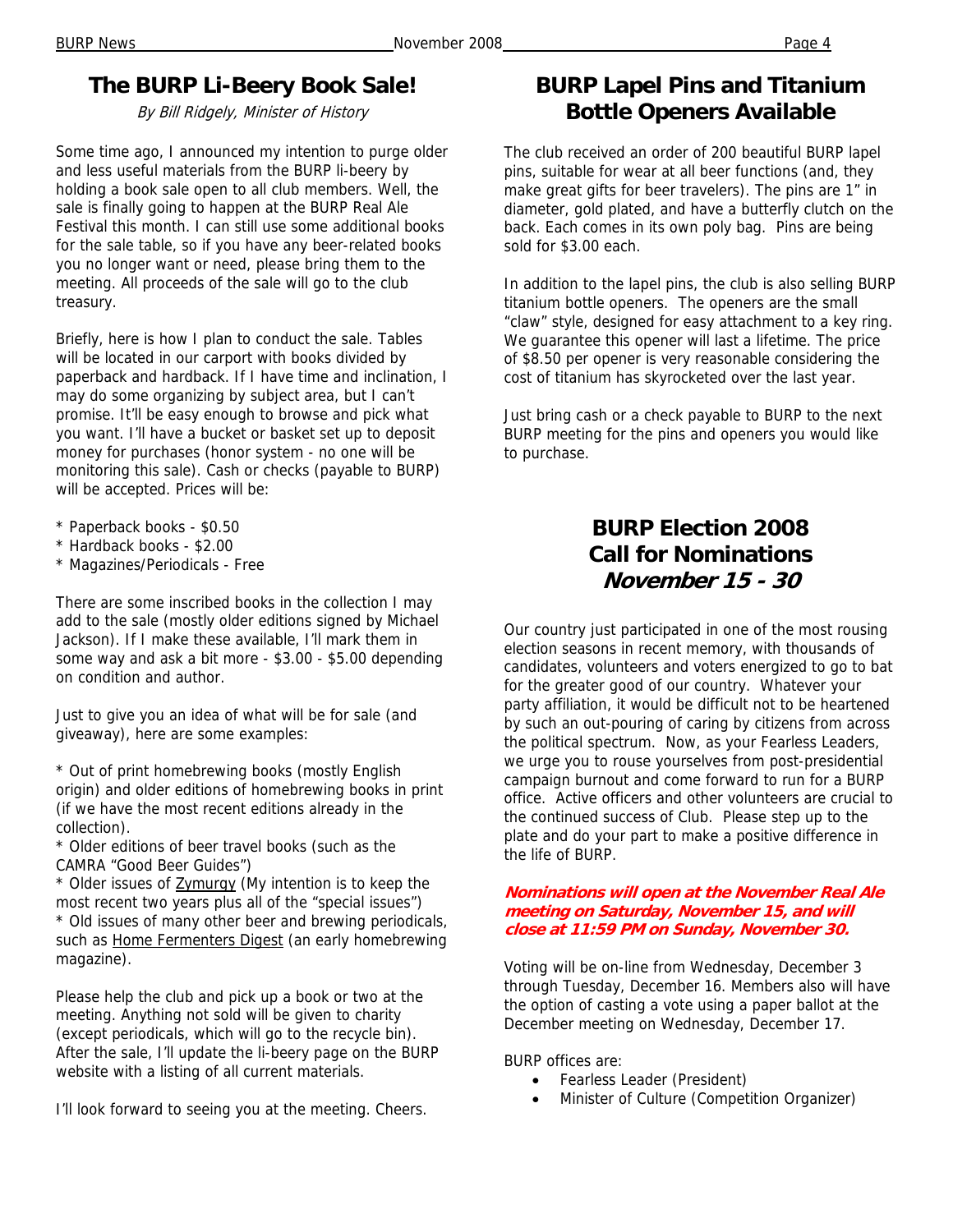## The BURP Li-Beery Book Sale!

*By Bill Ridgely, Minister of History*

Some time ago, I announced my intention to purge older and less useful materials from the BURP li-beery by holding a book sale open to all club members. Well, the sale is finally going to happen at the BURP Real Ale Festival this month. I can still use some additional books for the sale table, so if you have any beer-related books you no longer want or need, please bring them to the meeting. All proceeds of the sale will go to the club treasury.

Briefly, here is how I plan to conduct the sale. Tables will be located in our carport with books divided by paperback and hardback. If I have time and inclination, I may do some organizing by subject area, but I can't promise. It'll be easy enough to browse and pick what you want. I'll have a bucket or basket set up to deposit money for purchases (honor system - no one will be monitoring this sale). Cash or checks (payable to BURP) will be accepted. Prices will be:

* Paperback books - $0.50
* Hardback books - $2.00
* Magazines/Periodicals - Free

There are some inscribed books in the collection I may add to the sale (mostly older editions signed by Michael Jackson). If I make these available, I'll mark them in some way and ask a bit more - $3.00 - $5.00 depending on condition and author.

Just to give you an idea of what will be for sale (and giveaway), here are some examples:

* Out of print homebrewing books (mostly English origin) and older editions of homebrewing books in print (if we have the most recent editions already in the collection).
* Older editions of beer travel books (such as the CAMRA "Good Beer Guides")
* Older issues of Zymurgy (My intention is to keep the most recent two years plus all of the "special issues")
* Old issues of many other beer and brewing periodicals, such as Home Fermenters Digest (an early homebrewing magazine).

Please help the club and pick up a book or two at the meeting. Anything not sold will be given to charity (except periodicals, which will go to the recycle bin). After the sale, I'll update the li-beery page on the BURP website with a listing of all current materials.

I'll look forward to seeing you at the meeting. Cheers.

## BURP Lapel Pins and Titanium Bottle Openers Available

The club received an order of 200 beautiful BURP lapel pins, suitable for wear at all beer functions (and, they make great gifts for beer travelers). The pins are 1" in diameter, gold plated, and have a butterfly clutch on the back. Each comes in its own poly bag. Pins are being sold for $3.00 each.

In addition to the lapel pins, the club is also selling BURP titanium bottle openers. The openers are the small "claw" style, designed for easy attachment to a key ring. We guarantee this opener will last a lifetime. The price of $8.50 per opener is very reasonable considering the cost of titanium has skyrocketed over the last year.

Just bring cash or a check payable to BURP to the next BURP meeting for the pins and openers you would like to purchase.

## BURP Election 2008 Call for Nominations *November 15 - 30*

Our country just participated in one of the most rousing election seasons in recent memory, with thousands of candidates, volunteers and voters energized to go to bat for the greater good of our country. Whatever your party affiliation, it would be difficult not to be heartened by such an out-pouring of caring by citizens from across the political spectrum. Now, as your Fearless Leaders, we urge you to rouse yourselves from post-presidential campaign burnout and come forward to run for a BURP office. Active officers and other volunteers are crucial to the continued success of Club. Please step up to the plate and do your part to make a positive difference in the life of BURP.

***Nominations will open at the November Real Ale meeting on Saturday, November 15, and will close at 11:59 PM on Sunday, November 30.***

Voting will be on-line from Wednesday, December 3 through Tuesday, December 16. Members also will have the option of casting a vote using a paper ballot at the December meeting on Wednesday, December 17.

BURP offices are:

- Fearless Leader (President)
- Minister of Culture (Competition Organizer)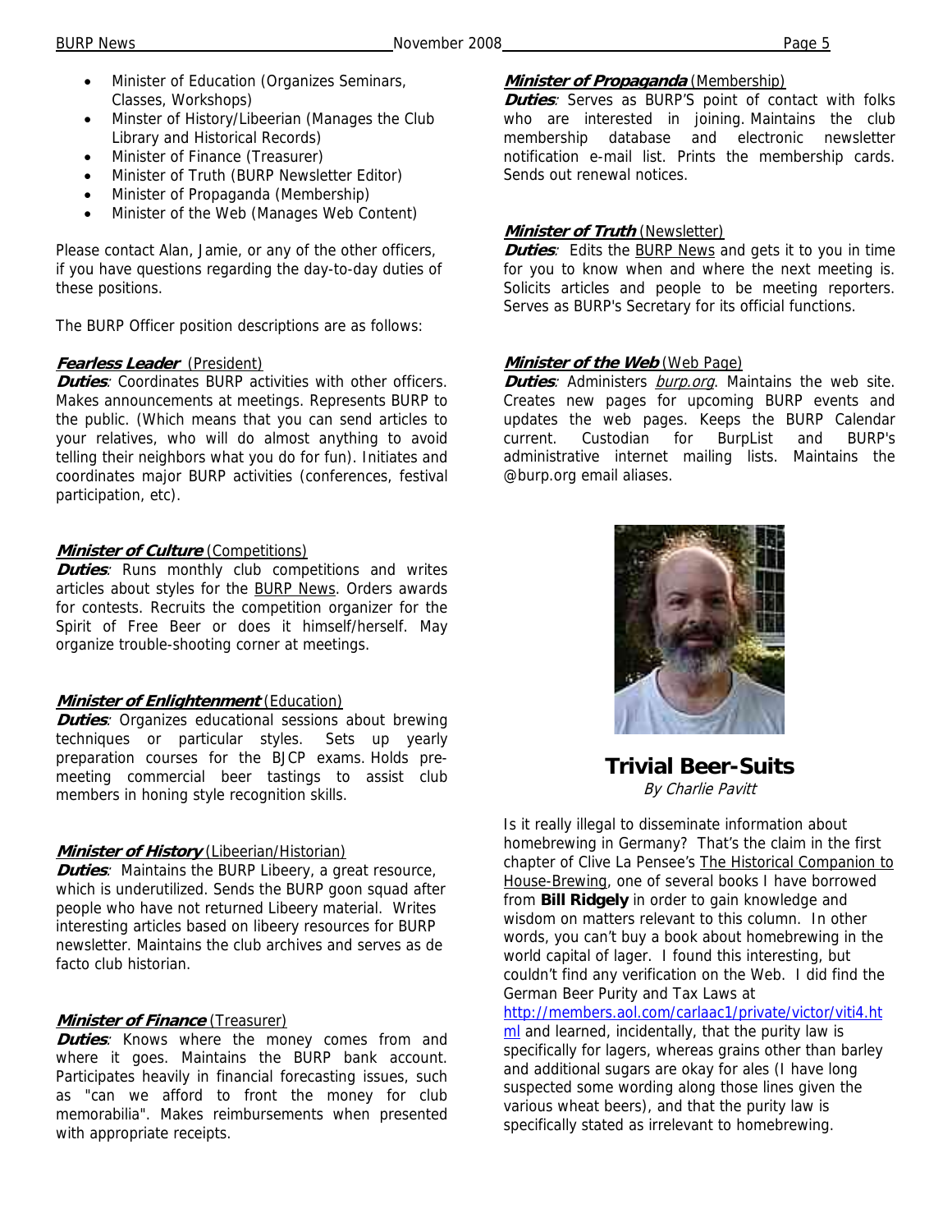- Minister of Education (Organizes Seminars, Classes, Workshops)
- Minster of History/Libeerian (Manages the Club Library and Historical Records)
- Minister of Finance (Treasurer)
- Minister of Truth (BURP Newsletter Editor)
- Minister of Propaganda (Membership)
- Minister of the Web (Manages Web Content)

Please contact Alan, Jamie, or any of the other officers, if you have questions regarding the day-to-day duties of these positions.

The BURP Officer position descriptions are as follows:

***Fearless Leader*** (President)
***Duties***: Coordinates BURP activities with other officers. Makes announcements at meetings. Represents BURP to the public. (Which means that you can send articles to your relatives, who will do almost anything to avoid telling their neighbors what you do for fun). Initiates and coordinates major BURP activities (conferences, festival participation, etc).

***Minister of Culture*** (Competitions)
***Duties***: Runs monthly club competitions and writes articles about styles for the BURP News. Orders awards for contests. Recruits the competition organizer for the Spirit of Free Beer or does it himself/herself. May organize trouble-shooting corner at meetings.

***Minister of Enlightenment*** (Education)
***Duties***: Organizes educational sessions about brewing techniques or particular styles. Sets up yearly preparation courses for the BJCP exams. Holds pre-meeting commercial beer tastings to assist club members in honing style recognition skills.

***Minister of History*** (Libeerian/Historian)
***Duties***: Maintains the BURP Libeery, a great resource, which is underutilized. Sends the BURP goon squad after people who have not returned Libeery material. Writes interesting articles based on libeery resources for BURP newsletter. Maintains the club archives and serves as de facto club historian.

***Minister of Finance*** (Treasurer)
***Duties***: Knows where the money comes from and where it goes. Maintains the BURP bank account. Participates heavily in financial forecasting issues, such as "can we afford to front the money for club memorabilia". Makes reimbursements when presented with appropriate receipts.

***Minister of Propaganda*** (Membership)
***Duties***: Serves as BURP'S point of contact with folks who are interested in joining. Maintains the club membership database and electronic newsletter notification e-mail list. Prints the membership cards. Sends out renewal notices.

***Minister of Truth*** (Newsletter)
***Duties***: Edits the BURP News and gets it to you in time for you to know when and where the next meeting is. Solicits articles and people to be meeting reporters. Serves as BURP's Secretary for its official functions.

***Minister of the Web*** (Web Page)
***Duties***: Administers *burp.org*. Maintains the web site. Creates new pages for upcoming BURP events and updates the web pages. Keeps the BURP Calendar current. Custodian for BurpList and BURP's administrative internet mailing lists. Maintains the @burp.org email aliases.

## Trivial Beer-Suits

*By Charlie Pavitt*

Is it really illegal to disseminate information about homebrewing in Germany? That's the claim in the first chapter of Clive La Pensee's The Historical Companion to House-Brewing, one of several books I have borrowed from **Bill Ridgely** in order to gain knowledge and wisdom on matters relevant to this column. In other words, you can't buy a book about homebrewing in the world capital of lager. I found this interesting, but couldn't find any verification on the Web. I did find the German Beer Purity and Tax Laws at http://members.aol.com/carlaac1/private/victor/viti4.html and learned, incidentally, that the purity law is specifically for lagers, whereas grains other than barley and additional sugars are okay for ales (I have long suspected some wording along those lines given the various wheat beers), and that the purity law is specifically stated as irrelevant to homebrewing.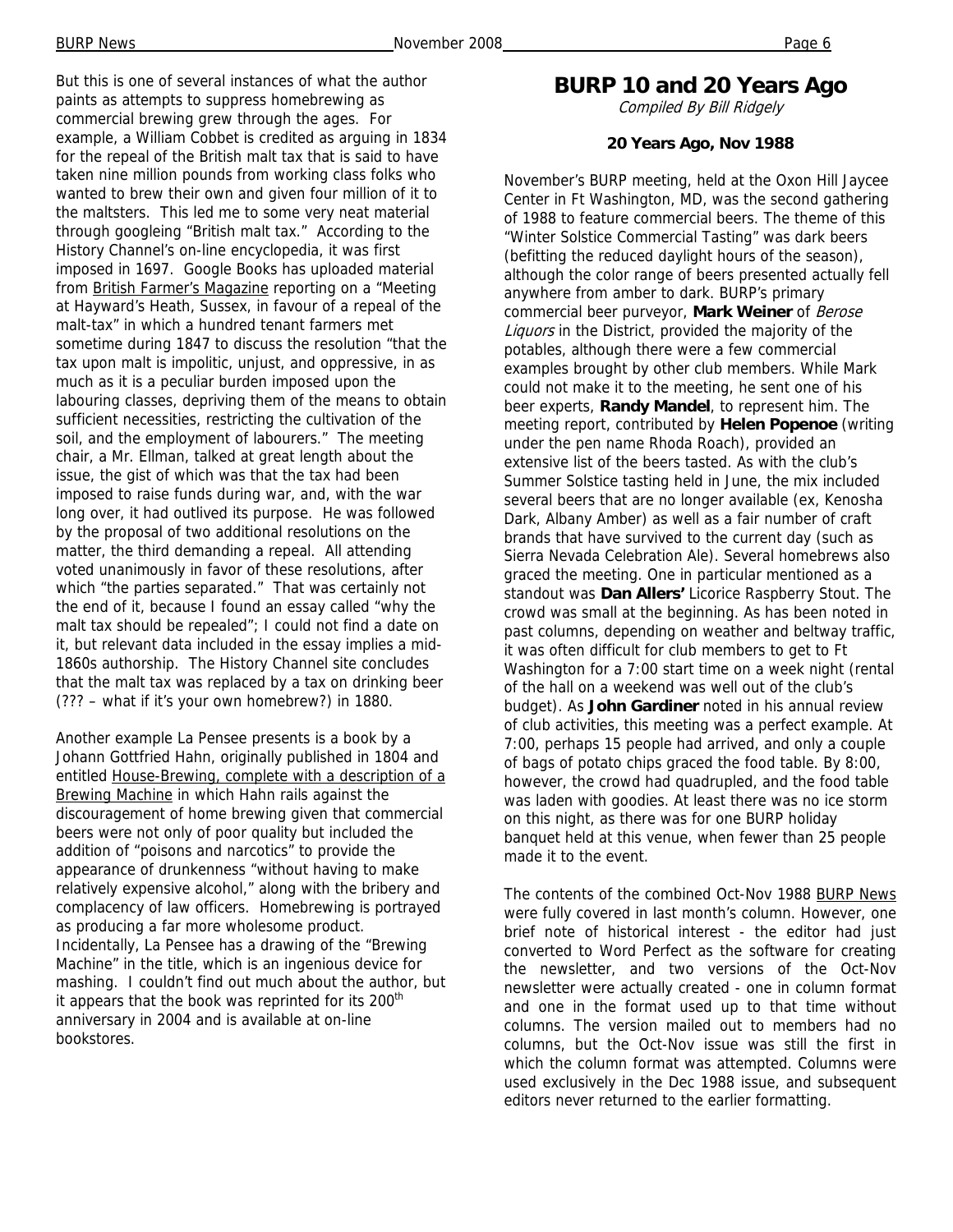But this is one of several instances of what the author paints as attempts to suppress homebrewing as commercial brewing grew through the ages. For example, a William Cobbet is credited as arguing in 1834 for the repeal of the British malt tax that is said to have taken nine million pounds from working class folks who wanted to brew their own and given four million of it to the maltsters. This led me to some very neat material through googleing "British malt tax." According to the History Channel's on-line encyclopedia, it was first imposed in 1697. Google Books has uploaded material from British Farmer's Magazine reporting on a "Meeting at Hayward's Heath, Sussex, in favour of a repeal of the malt-tax" in which a hundred tenant farmers met sometime during 1847 to discuss the resolution "that the tax upon malt is impolitic, unjust, and oppressive, in as much as it is a peculiar burden imposed upon the labouring classes, depriving them of the means to obtain sufficient necessities, restricting the cultivation of the soil, and the employment of labourers." The meeting chair, a Mr. Ellman, talked at great length about the issue, the gist of which was that the tax had been imposed to raise funds during war, and, with the war long over, it had outlived its purpose. He was followed by the proposal of two additional resolutions on the matter, the third demanding a repeal. All attending voted unanimously in favor of these resolutions, after which "the parties separated." That was certainly not the end of it, because I found an essay called "why the malt tax should be repealed"; I could not find a date on it, but relevant data included in the essay implies a mid-1860s authorship. The History Channel site concludes that the malt tax was replaced by a tax on drinking beer (??? – what if it's your own homebrew?) in 1880.

Another example La Pensee presents is a book by a Johann Gottfried Hahn, originally published in 1804 and entitled House-Brewing, complete with a description of a Brewing Machine in which Hahn rails against the discouragement of home brewing given that commercial beers were not only of poor quality but included the addition of "poisons and narcotics" to provide the appearance of drunkenness "without having to make relatively expensive alcohol," along with the bribery and complacency of law officers. Homebrewing is portrayed as producing a far more wholesome product. Incidentally, La Pensee has a drawing of the "Brewing Machine" in the title, which is an ingenious device for mashing. I couldn't find out much about the author, but it appears that the book was reprinted for its 200th anniversary in 2004 and is available at on-line bookstores.

# BURP 10 and 20 Years Ago

*Compiled By Bill Ridgely*

### 20 Years Ago, Nov 1988

November's BURP meeting, held at the Oxon Hill Jaycee Center in Ft Washington, MD, was the second gathering of 1988 to feature commercial beers. The theme of this "Winter Solstice Commercial Tasting" was dark beers (befitting the reduced daylight hours of the season), although the color range of beers presented actually fell anywhere from amber to dark. BURP's primary commercial beer purveyor, **Mark Weiner** of *Berose Liquors* in the District, provided the majority of the potables, although there were a few commercial examples brought by other club members. While Mark could not make it to the meeting, he sent one of his beer experts, **Randy Mandel**, to represent him. The meeting report, contributed by **Helen Popenoe** (writing under the pen name Rhoda Roach), provided an extensive list of the beers tasted. As with the club's Summer Solstice tasting held in June, the mix included several beers that are no longer available (ex, Kenosha Dark, Albany Amber) as well as a fair number of craft brands that have survived to the current day (such as Sierra Nevada Celebration Ale). Several homebrews also graced the meeting. One in particular mentioned as a standout was **Dan Allers'** Licorice Raspberry Stout. The crowd was small at the beginning. As has been noted in past columns, depending on weather and beltway traffic, it was often difficult for club members to get to Ft Washington for a 7:00 start time on a week night (rental of the hall on a weekend was well out of the club's budget). As **John Gardiner** noted in his annual review of club activities, this meeting was a perfect example. At 7:00, perhaps 15 people had arrived, and only a couple of bags of potato chips graced the food table. By 8:00, however, the crowd had quadrupled, and the food table was laden with goodies. At least there was no ice storm on this night, as there was for one BURP holiday banquet held at this venue, when fewer than 25 people made it to the event.

The contents of the combined Oct-Nov 1988 BURP News were fully covered in last month's column. However, one brief note of historical interest - the editor had just converted to Word Perfect as the software for creating the newsletter, and two versions of the Oct-Nov newsletter were actually created - one in column format and one in the format used up to that time without columns. The version mailed out to members had no columns, but the Oct-Nov issue was still the first in which the column format was attempted. Columns were used exclusively in the Dec 1988 issue, and subsequent editors never returned to the earlier formatting.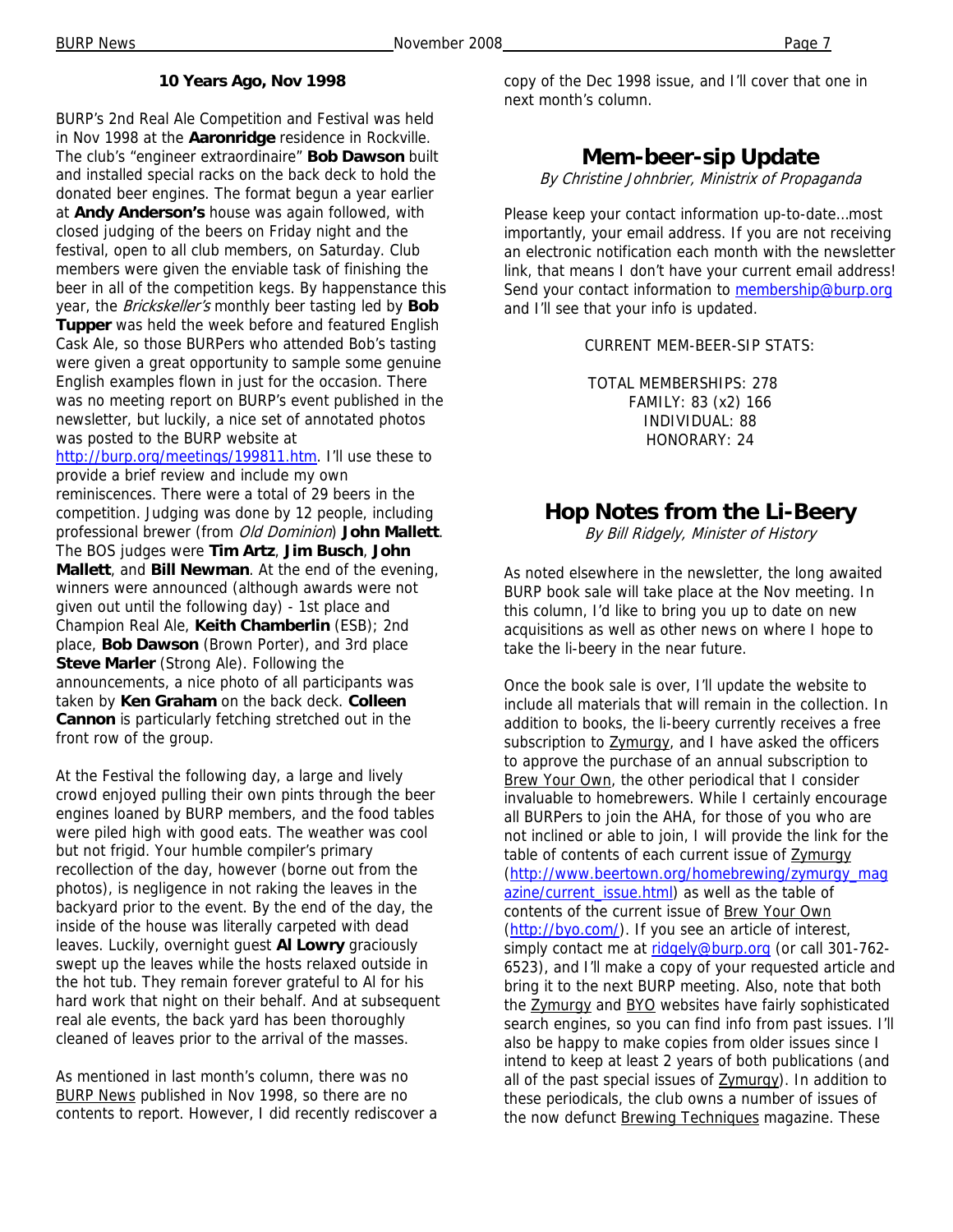### 10 Years Ago, Nov 1998

BURP's 2nd Real Ale Competition and Festival was held in Nov 1998 at the **Aaronridge** residence in Rockville. The club's "engineer extraordinaire" **Bob Dawson** built and installed special racks on the back deck to hold the donated beer engines. The format begun a year earlier at **Andy Anderson's** house was again followed, with closed judging of the beers on Friday night and the festival, open to all club members, on Saturday. Club members were given the enviable task of finishing the beer in all of the competition kegs. By happenstance this year, the *Brickskeller's* monthly beer tasting led by **Bob Tupper** was held the week before and featured English Cask Ale, so those BURPers who attended Bob's tasting were given a great opportunity to sample some genuine English examples flown in just for the occasion. There was no meeting report on BURP's event published in the newsletter, but luckily, a nice set of annotated photos was posted to the BURP website at http://burp.org/meetings/199811.htm. I'll use these to provide a brief review and include my own reminiscences. There were a total of 29 beers in the competition. Judging was done by 12 people, including professional brewer (from *Old Dominion*) **John Mallett**. The BOS judges were **Tim Artz**, **Jim Busch**, **John Mallett**, and **Bill Newman**. At the end of the evening, winners were announced (although awards were not given out until the following day) - 1st place and Champion Real Ale, **Keith Chamberlin** (ESB); 2nd place, **Bob Dawson** (Brown Porter), and 3rd place **Steve Marler** (Strong Ale). Following the announcements, a nice photo of all participants was taken by **Ken Graham** on the back deck. **Colleen Cannon** is particularly fetching stretched out in the front row of the group.

At the Festival the following day, a large and lively crowd enjoyed pulling their own pints through the beer engines loaned by BURP members, and the food tables were piled high with good eats. The weather was cool but not frigid. Your humble compiler's primary recollection of the day, however (borne out from the photos), is negligence in not raking the leaves in the backyard prior to the event. By the end of the day, the inside of the house was literally carpeted with dead leaves. Luckily, overnight guest **Al Lowry** graciously swept up the leaves while the hosts relaxed outside in the hot tub. They remain forever grateful to Al for his hard work that night on their behalf. And at subsequent real ale events, the back yard has been thoroughly cleaned of leaves prior to the arrival of the masses.

As mentioned in last month's column, there was no BURP News published in Nov 1998, so there are no contents to report. However, I did recently rediscover a copy of the Dec 1998 issue, and I'll cover that one in next month's column.

## Mem-beer-sip Update

*By Christine Johnbrier, Ministrix of Propaganda*

Please keep your contact information up-to-date…most importantly, your email address. If you are not receiving an electronic notification each month with the newsletter link, that means I don't have your current email address! Send your contact information to membership@burp.org and I'll see that your info is updated.

CURRENT MEM-BEER-SIP STATS:

TOTAL MEMBERSHIPS: 278
FAMILY: 83 (x2) 166
INDIVIDUAL: 88
HONORARY: 24

## Hop Notes from the Li-Beery

*By Bill Ridgely, Minister of History*

As noted elsewhere in the newsletter, the long awaited BURP book sale will take place at the Nov meeting. In this column, I'd like to bring you up to date on new acquisitions as well as other news on where I hope to take the li-beery in the near future.

Once the book sale is over, I'll update the website to include all materials that will remain in the collection. In addition to books, the li-beery currently receives a free subscription to Zymurgy, and I have asked the officers to approve the purchase of an annual subscription to Brew Your Own, the other periodical that I consider invaluable to homebrewers. While I certainly encourage all BURPers to join the AHA, for those of you who are not inclined or able to join, I will provide the link for the table of contents of each current issue of Zymurgy (http://www.beertown.org/homebrewing/zymurgy_magazine/current_issue.html) as well as the table of contents of the current issue of Brew Your Own (http://byo.com/). If you see an article of interest, simply contact me at ridgely@burp.org (or call 301-762-6523), and I'll make a copy of your requested article and bring it to the next BURP meeting. Also, note that both the Zymurgy and BYO websites have fairly sophisticated search engines, so you can find info from past issues. I'll also be happy to make copies from older issues since I intend to keep at least 2 years of both publications (and all of the past special issues of Zymurgy). In addition to these periodicals, the club owns a number of issues of the now defunct Brewing Techniques magazine. These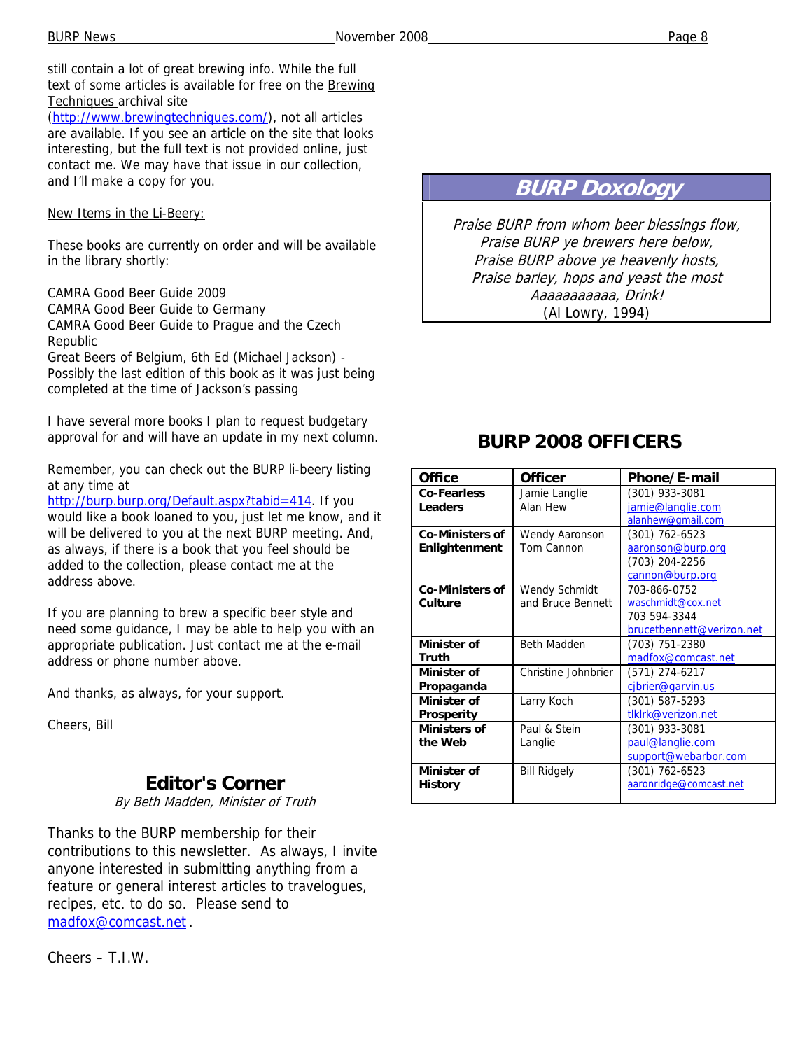still contain a lot of great brewing info. While the full text of some articles is available for free on the Brewing Techniques archival site (http://www.brewingtechniques.com/), not all articles are available. If you see an article on the site that looks interesting, but the full text is not provided online, just contact me. We may have that issue in our collection, and I'll make a copy for you.

New Items in the Li-Beery:

These books are currently on order and will be available in the library shortly:

CAMRA Good Beer Guide 2009
CAMRA Good Beer Guide to Germany
CAMRA Good Beer Guide to Prague and the Czech Republic
Great Beers of Belgium, 6th Ed (Michael Jackson) - Possibly the last edition of this book as it was just being completed at the time of Jackson's passing

I have several more books I plan to request budgetary approval for and will have an update in my next column.

Remember, you can check out the BURP li-beery listing at any time at http://burp.burp.org/Default.aspx?tabid=414. If you would like a book loaned to you, just let me know, and it will be delivered to you at the next BURP meeting. And, as always, if there is a book that you feel should be added to the collection, please contact me at the address above.

If you are planning to brew a specific beer style and need some guidance, I may be able to help you with an appropriate publication. Just contact me at the e-mail address or phone number above.

And thanks, as always, for your support.

Cheers, Bill

## Editor's Corner

*By Beth Madden, Minister of Truth*

Thanks to the BURP membership for their contributions to this newsletter. As always, I invite anyone interested in submitting anything from a feature or general interest articles to travelogues, recipes, etc. to do so. Please send to madfox@comcast.net.

Cheers – T.I.W.

## BURP Doxology

*Praise BURP from whom beer blessings flow,*
*Praise BURP ye brewers here below,*
*Praise BURP above ye heavenly hosts,*
*Praise barley, hops and yeast the most*
*Aaaaaaaaaa, Drink!*
(Al Lowry, 1994)

## BURP 2008 OFFICERS

| Office | Officer | Phone/E-mail |
|---|---|---|
| **Co-Fearless Leaders** | Jamie Langlie<br>Alan Hew | (301) 933-3081<br>jamie@langlie.com<br>alanhew@gmail.com |
| **Co-Ministers of Enlightenment** | Wendy Aaronson<br>Tom Cannon | (301) 762-6523<br>aaronson@burp.org<br>(703) 204-2256<br>cannon@burp.org |
| **Co-Ministers of Culture** | Wendy Schmidt and Bruce Bennett | 703-866-0752<br>waschmidt@cox.net<br>703 594-3344<br>brucetbennett@verizon.net |
| **Minister of Truth** | Beth Madden | (703) 751-2380<br>madfox@comcast.net |
| **Minister of Propaganda** | Christine Johnbrier | (571) 274-6217<br>cjbrier@garvin.us |
| **Minister of Prosperity** | Larry Koch | (301) 587-5293<br>tlklrk@verizon.net |
| **Ministers of the Web** | Paul & Stein Langlie | (301) 933-3081<br>paul@langlie.com<br>support@webarbor.com |
| **Minister of History** | Bill Ridgely | (301) 762-6523<br>aaronridge@comcast.net |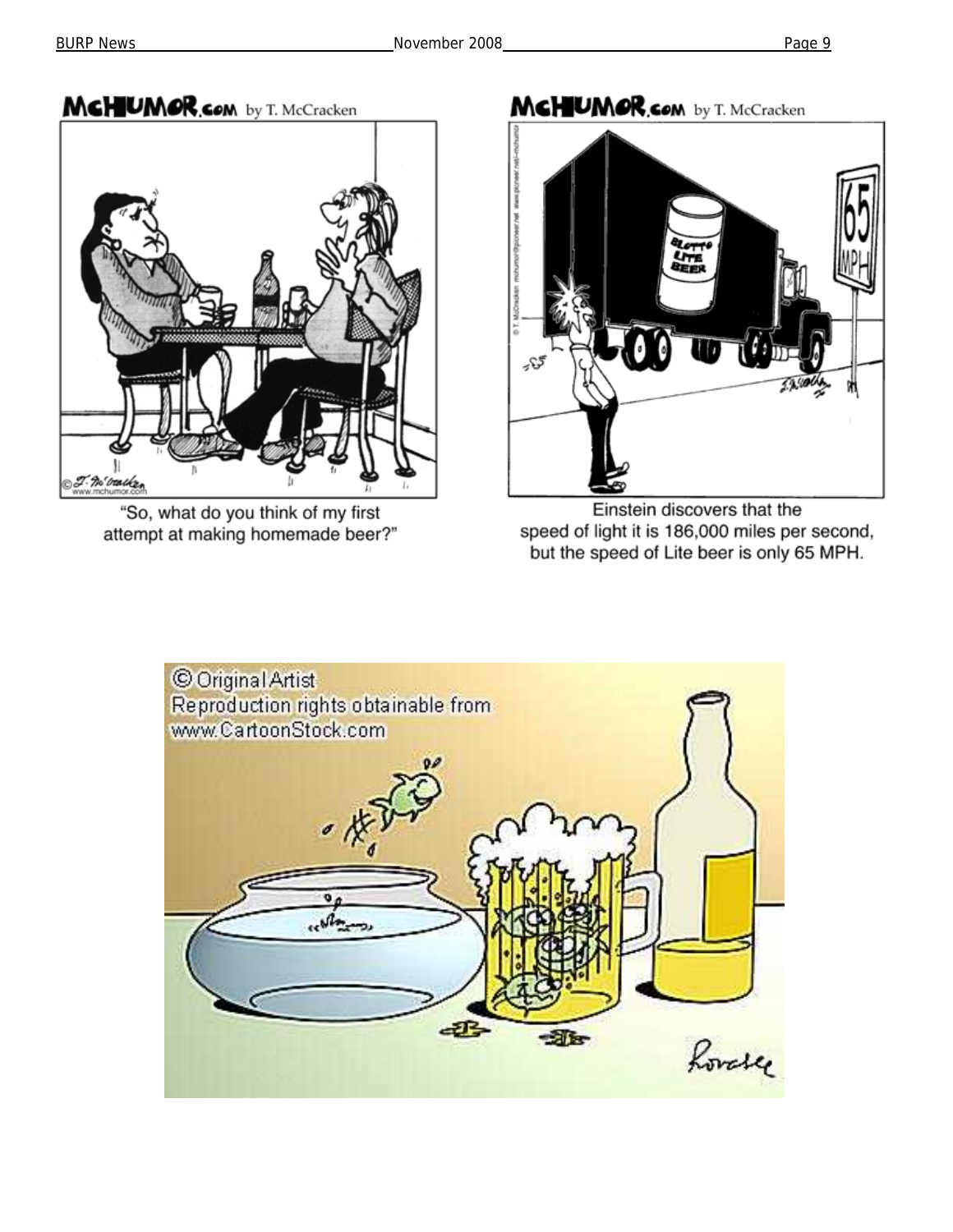"So, what do you think of my first attempt at making homemade beer?"

Einstein discovers that the speed of light it is 186,000 miles per second, but the speed of Lite beer is only 65 MPH.